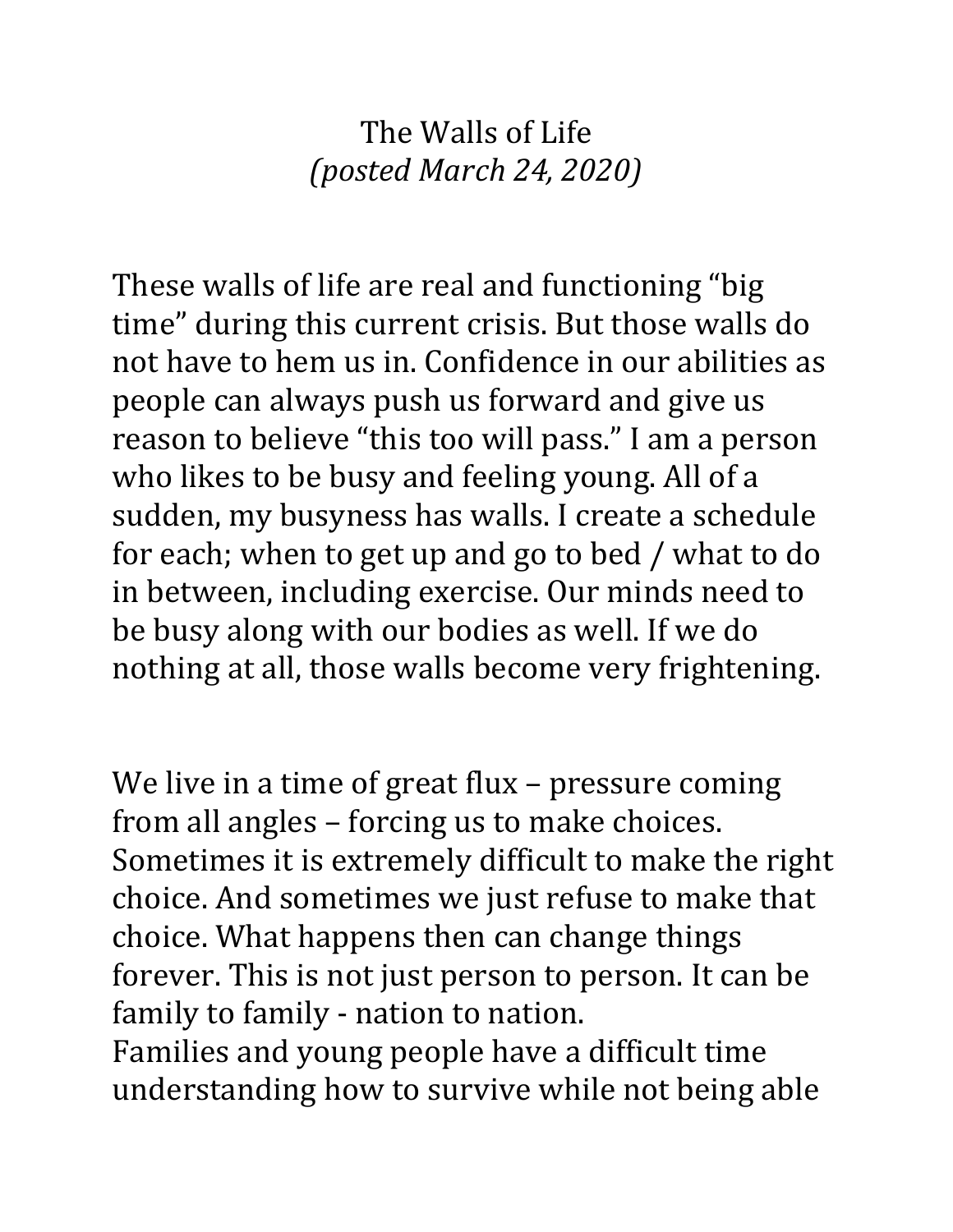# The Walls of Life

*(posted March 24, 2020)*

These walls of life are real and functioning "big time" during this current crisis. But those walls do not have to hem us in. Confidence in our abilities as people can always push us forward and give us reason to believe "this too will pass." I am a person who likes to be busy and feeling young. All of a sudden, my busyness has walls. I create a schedule for each; when to get up and go to bed / what to do in between, including exercise. Our minds need to be busy along with our bodies as well. If we do nothing at all, those walls become very frightening.

We live in a time of great flux – pressure coming from all angles – forcing us to make choices. Sometimes it is extremely difficult to make the right choice. And sometimes we just refuse to make that choice. What happens then can change things forever. This is not just person to person. It can be family to family - nation to nation.
Families and young people have a difficult time understanding how to survive while not being able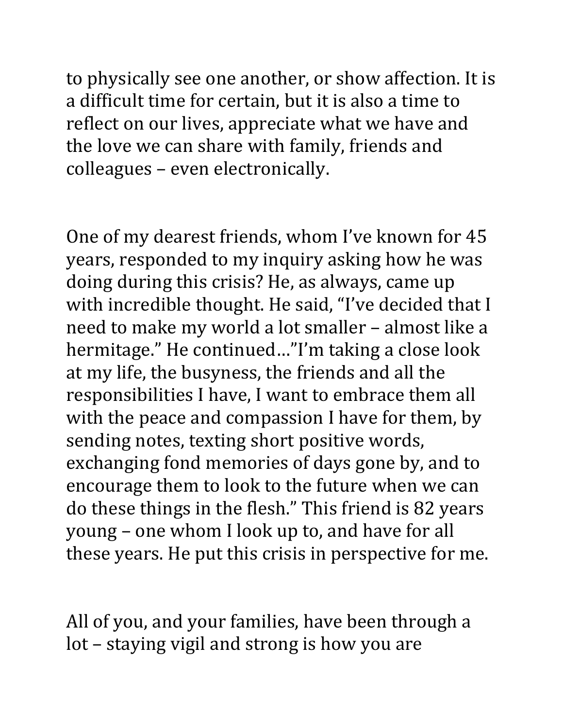to physically see one another, or show affection. It is a difficult time for certain, but it is also a time to reflect on our lives, appreciate what we have and the love we can share with family, friends and colleagues – even electronically.

One of my dearest friends, whom I've known for 45 years, responded to my inquiry asking how he was doing during this crisis? He, as always, came up with incredible thought. He said, "I've decided that I need to make my world a lot smaller – almost like a hermitage." He continued…"I'm taking a close look at my life, the busyness, the friends and all the responsibilities I have, I want to embrace them all with the peace and compassion I have for them, by sending notes, texting short positive words, exchanging fond memories of days gone by, and to encourage them to look to the future when we can do these things in the flesh." This friend is 82 years young – one whom I look up to, and have for all these years. He put this crisis in perspective for me.

All of you, and your families, have been through a lot – staying vigil and strong is how you are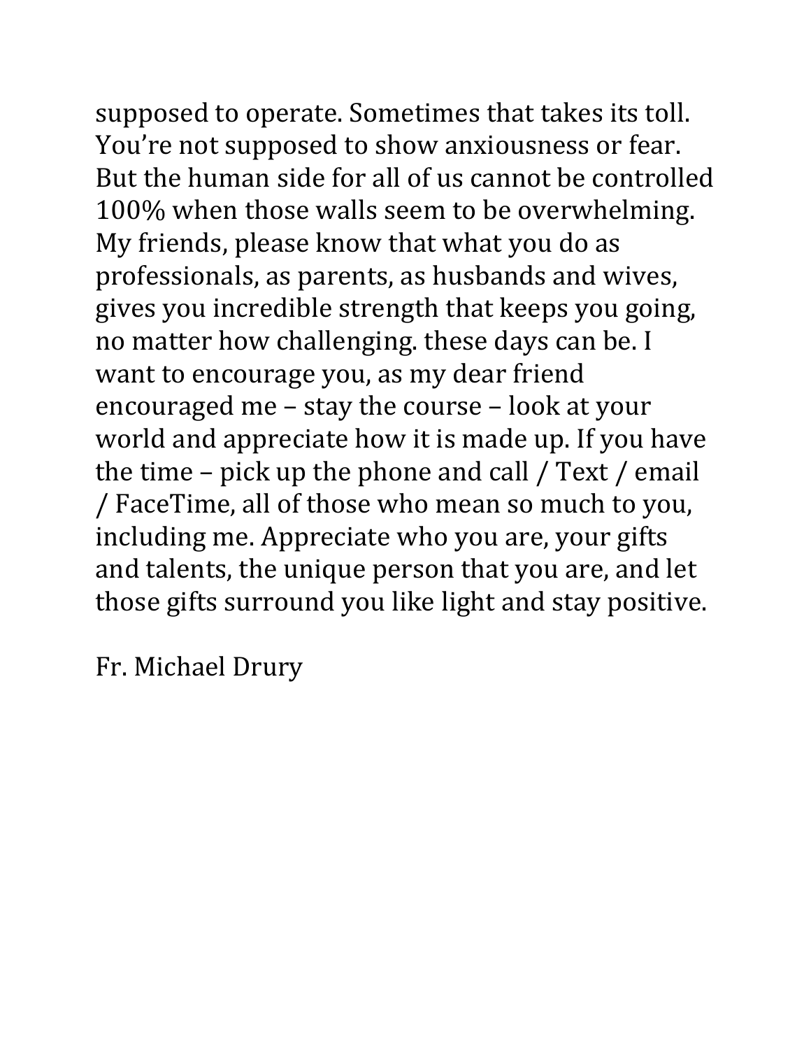supposed to operate. Sometimes that takes its toll. You're not supposed to show anxiousness or fear. But the human side for all of us cannot be controlled 100% when those walls seem to be overwhelming. My friends, please know that what you do as professionals, as parents, as husbands and wives, gives you incredible strength that keeps you going, no matter how challenging. these days can be. I want to encourage you, as my dear friend encouraged me – stay the course – look at your world and appreciate how it is made up. If you have the time – pick up the phone and call / Text / email / FaceTime, all of those who mean so much to you, including me. Appreciate who you are, your gifts and talents, the unique person that you are, and let those gifts surround you like light and stay positive.

Fr. Michael Drury